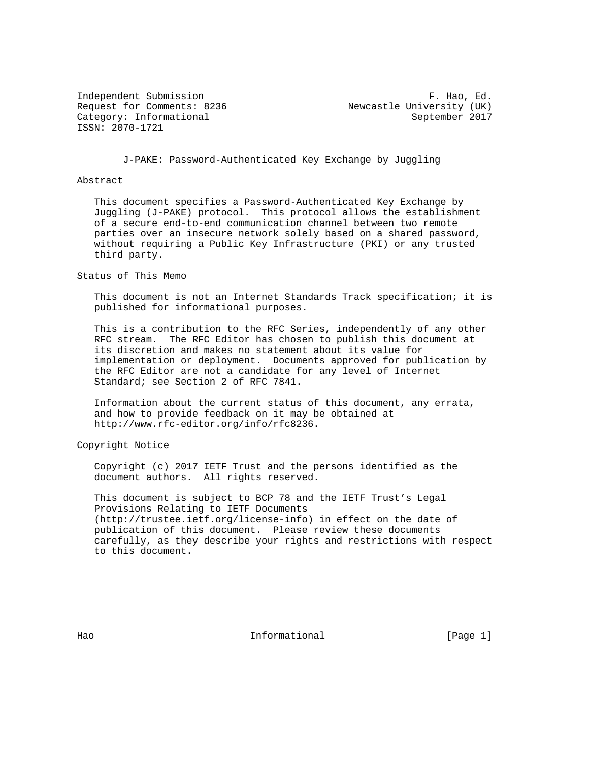Independent Submission F. Hao, Ed.
Request for Comments: 8236 Newcastle University (UK)
Category: Informational September 2017
ISSN: 2070-1721

# J-PAKE: Password-Authenticated Key Exchange by Juggling

## Abstract

This document specifies a Password-Authenticated Key Exchange by Juggling (J-PAKE) protocol. This protocol allows the establishment of a secure end-to-end communication channel between two remote parties over an insecure network solely based on a shared password, without requiring a Public Key Infrastructure (PKI) or any trusted third party.

## Status of This Memo

This document is not an Internet Standards Track specification; it is published for informational purposes.

This is a contribution to the RFC Series, independently of any other RFC stream. The RFC Editor has chosen to publish this document at its discretion and makes no statement about its value for implementation or deployment. Documents approved for publication by the RFC Editor are not a candidate for any level of Internet Standard; see Section 2 of RFC 7841.

Information about the current status of this document, any errata, and how to provide feedback on it may be obtained at http://www.rfc-editor.org/info/rfc8236.

## Copyright Notice

Copyright (c) 2017 IETF Trust and the persons identified as the document authors. All rights reserved.

This document is subject to BCP 78 and the IETF Trust's Legal Provisions Relating to IETF Documents (http://trustee.ietf.org/license-info) in effect on the date of publication of this document. Please review these documents carefully, as they describe your rights and restrictions with respect to this document.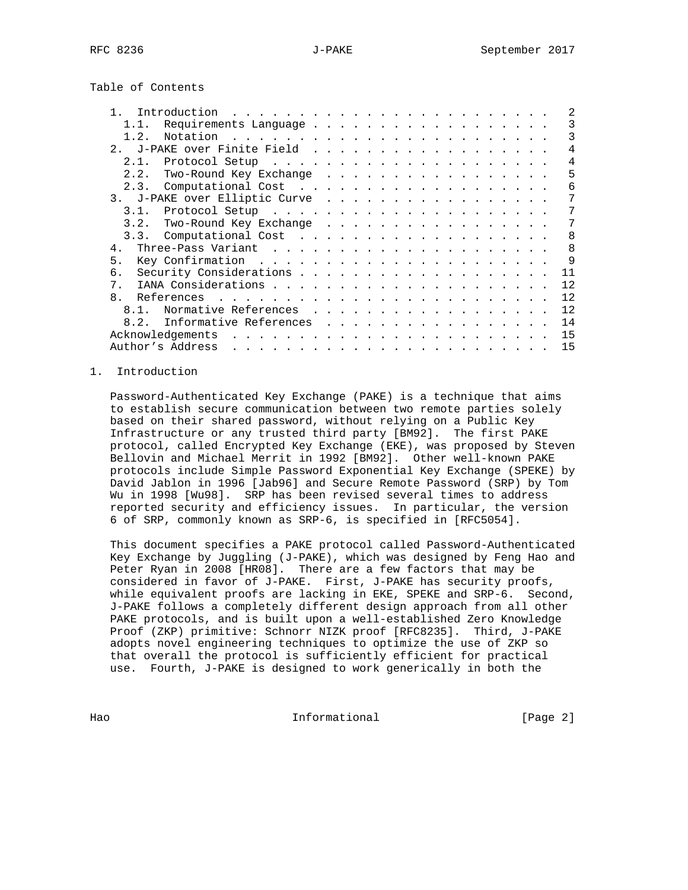Table of Contents

| | |
|---|---|
| 1. Introduction | 2 |
| 1.1. Requirements Language | 3 |
| 1.2. Notation | 3 |
| 2. J-PAKE over Finite Field | 4 |
| 2.1. Protocol Setup | 4 |
| 2.2. Two-Round Key Exchange | 5 |
| 2.3. Computational Cost | 6 |
| 3. J-PAKE over Elliptic Curve | 7 |
| 3.1. Protocol Setup | 7 |
| 3.2. Two-Round Key Exchange | 7 |
| 3.3. Computational Cost | 8 |
| 4. Three-Pass Variant | 8 |
| 5. Key Confirmation | 9 |
| 6. Security Considerations | 11 |
| 7. IANA Considerations | 12 |
| 8. References | 12 |
| 8.1. Normative References | 12 |
| 8.2. Informative References | 14 |
| Acknowledgements | 15 |
| Author's Address | 15 |

## 1. Introduction

Password-Authenticated Key Exchange (PAKE) is a technique that aims to establish secure communication between two remote parties solely based on their shared password, without relying on a Public Key Infrastructure or any trusted third party [BM92]. The first PAKE protocol, called Encrypted Key Exchange (EKE), was proposed by Steven Bellovin and Michael Merrit in 1992 [BM92]. Other well-known PAKE protocols include Simple Password Exponential Key Exchange (SPEKE) by David Jablon in 1996 [Jab96] and Secure Remote Password (SRP) by Tom Wu in 1998 [Wu98]. SRP has been revised several times to address reported security and efficiency issues. In particular, the version 6 of SRP, commonly known as SRP-6, is specified in [RFC5054].

This document specifies a PAKE protocol called Password-Authenticated Key Exchange by Juggling (J-PAKE), which was designed by Feng Hao and Peter Ryan in 2008 [HR08]. There are a few factors that may be considered in favor of J-PAKE. First, J-PAKE has security proofs, while equivalent proofs are lacking in EKE, SPEKE and SRP-6. Second, J-PAKE follows a completely different design approach from all other PAKE protocols, and is built upon a well-established Zero Knowledge Proof (ZKP) primitive: Schnorr NIZK proof [RFC8235]. Third, J-PAKE adopts novel engineering techniques to optimize the use of ZKP so that overall the protocol is sufficiently efficient for practical use. Fourth, J-PAKE is designed to work generically in both the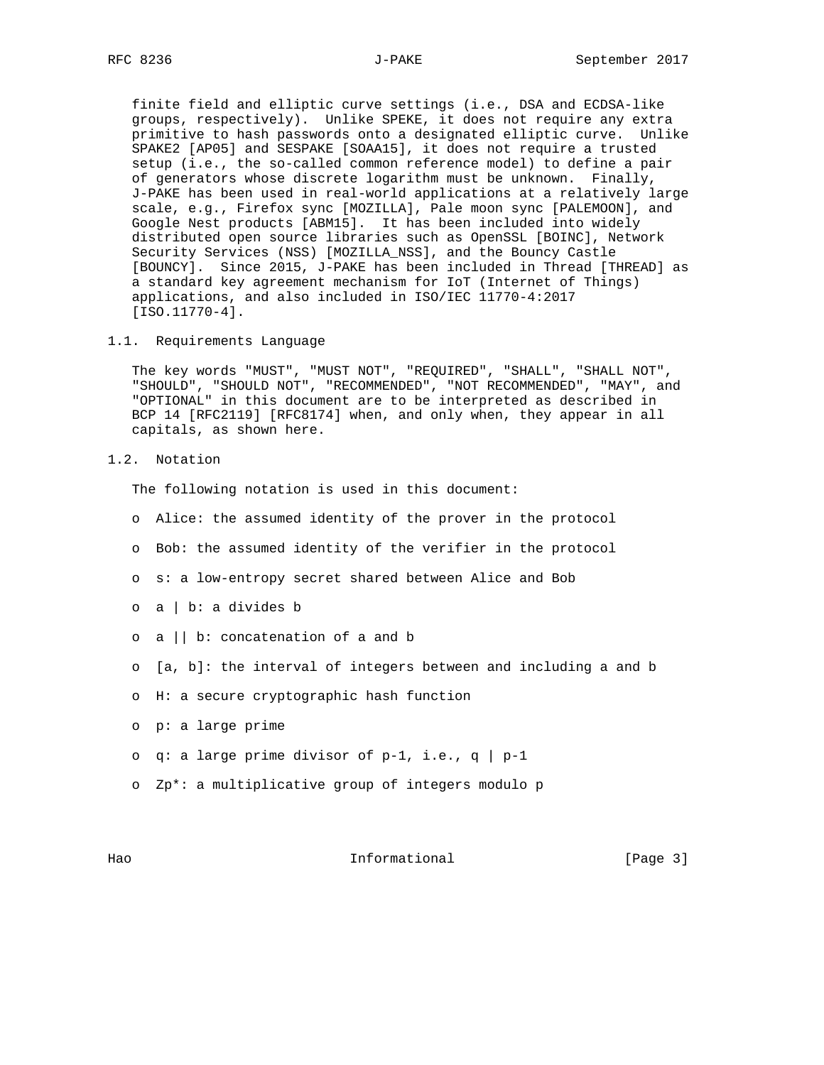finite field and elliptic curve settings (i.e., DSA and ECDSA-like groups, respectively). Unlike SPEKE, it does not require any extra primitive to hash passwords onto a designated elliptic curve. Unlike SPAKE2 [AP05] and SESPAKE [SOAA15], it does not require a trusted setup (i.e., the so-called common reference model) to define a pair of generators whose discrete logarithm must be unknown. Finally, J-PAKE has been used in real-world applications at a relatively large scale, e.g., Firefox sync [MOZILLA], Pale moon sync [PALEMOON], and Google Nest products [ABM15]. It has been included into widely distributed open source libraries such as OpenSSL [BOINC], Network Security Services (NSS) [MOZILLA_NSS], and the Bouncy Castle [BOUNCY]. Since 2015, J-PAKE has been included in Thread [THREAD] as a standard key agreement mechanism for IoT (Internet of Things) applications, and also included in ISO/IEC 11770-4:2017 [ISO.11770-4].

## 1.1. Requirements Language

The key words "MUST", "MUST NOT", "REQUIRED", "SHALL", "SHALL NOT", "SHOULD", "SHOULD NOT", "RECOMMENDED", "NOT RECOMMENDED", "MAY", and "OPTIONAL" in this document are to be interpreted as described in BCP 14 [RFC2119] [RFC8174] when, and only when, they appear in all capitals, as shown here.

## 1.2. Notation

The following notation is used in this document:

- Alice: the assumed identity of the prover in the protocol
- Bob: the assumed identity of the verifier in the protocol
- s: a low-entropy secret shared between Alice and Bob
- a | b: a divides b
- a || b: concatenation of a and b
- [a, b]: the interval of integers between and including a and b
- H: a secure cryptographic hash function
- p: a large prime
- q: a large prime divisor of p-1, i.e., q | p-1
- Zp*: a multiplicative group of integers modulo p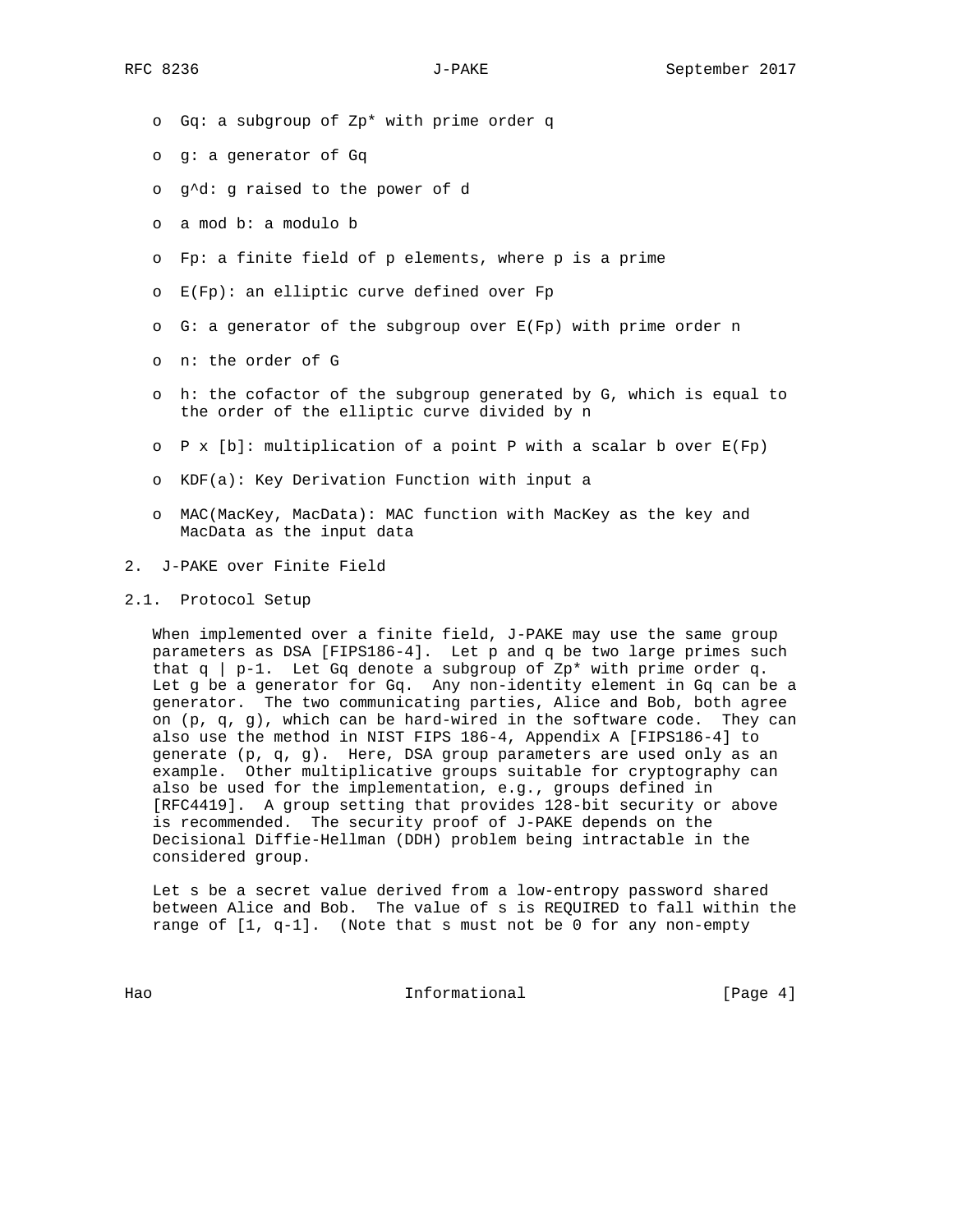- $G_q$: a subgroup of $Z_p^*$ with prime order q
- g: a generator of $G_q$
- $g^d$: g raised to the power of d
- a mod b: a modulo b
- $F_p$: a finite field of p elements, where p is a prime
- $E(F_p)$: an elliptic curve defined over $F_p$
- G: a generator of the subgroup over $E(F_p)$ with prime order n
- n: the order of G
- h: the cofactor of the subgroup generated by G, which is equal to the order of the elliptic curve divided by n
- P x [b]: multiplication of a point P with a scalar b over $E(F_p)$
- KDF(a): Key Derivation Function with input a
- MAC(MacKey, MacData): MAC function with MacKey as the key and MacData as the input data

## 2. J-PAKE over Finite Field

### 2.1. Protocol Setup

When implemented over a finite field, J-PAKE may use the same group parameters as DSA [FIPS186-4]. Let p and q be two large primes such that $q \mid p-1$. Let $G_q$ denote a subgroup of $Z_p^*$ with prime order q. Let g be a generator for $G_q$. Any non-identity element in $G_q$ can be a generator. The two communicating parties, Alice and Bob, both agree on (p, q, g), which can be hard-wired in the software code. They can also use the method in NIST FIPS 186-4, Appendix A [FIPS186-4] to generate (p, q, g). Here, DSA group parameters are used only as an example. Other multiplicative groups suitable for cryptography can also be used for the implementation, e.g., groups defined in [RFC4419]. A group setting that provides 128-bit security or above is recommended. The security proof of J-PAKE depends on the Decisional Diffie-Hellman (DDH) problem being intractable in the considered group.

Let s be a secret value derived from a low-entropy password shared between Alice and Bob. The value of s is REQUIRED to fall within the range of [1, q-1]. (Note that s must not be 0 for any non-empty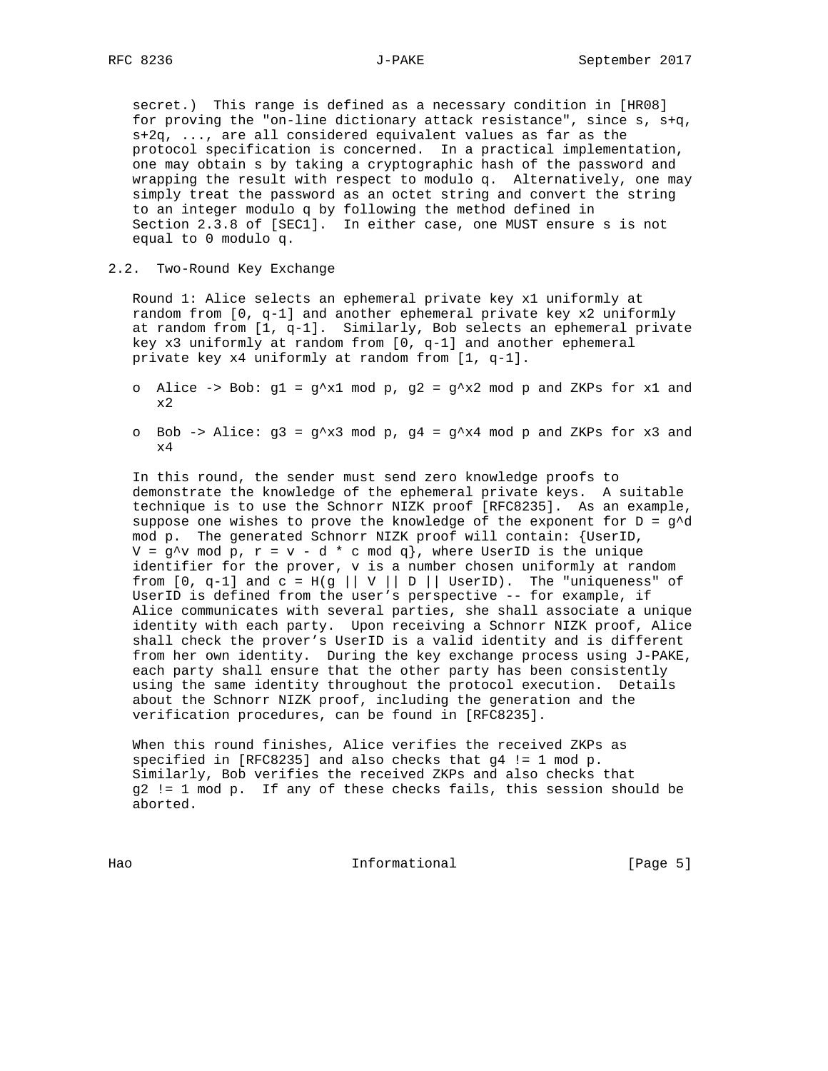secret.) This range is defined as a necessary condition in [HR08] for proving the "on-line dictionary attack resistance", since s, s+q, s+2q, ..., are all considered equivalent values as far as the protocol specification is concerned. In a practical implementation, one may obtain s by taking a cryptographic hash of the password and wrapping the result with respect to modulo q. Alternatively, one may simply treat the password as an octet string and convert the string to an integer modulo q by following the method defined in Section 2.3.8 of [SEC1]. In either case, one MUST ensure s is not equal to 0 modulo q.

## 2.2. Two-Round Key Exchange

Round 1: Alice selects an ephemeral private key x1 uniformly at random from [0, q-1] and another ephemeral private key x2 uniformly at random from [1, q-1]. Similarly, Bob selects an ephemeral private key x3 uniformly at random from [0, q-1] and another ephemeral private key x4 uniformly at random from [1, q-1].

- Alice -> Bob: $g1 = g^{x1} \bmod p$, $g2 = g^{x2} \bmod p$ and ZKPs for x1 and x2
- Bob -> Alice: $g3 = g^{x3} \bmod p$, $g4 = g^{x4} \bmod p$ and ZKPs for x3 and x4

In this round, the sender must send zero knowledge proofs to demonstrate the knowledge of the ephemeral private keys. A suitable technique is to use the Schnorr NIZK proof [RFC8235]. As an example, suppose one wishes to prove the knowledge of the exponent for $D = g^d \bmod p$. The generated Schnorr NIZK proof will contain: {UserID, $V = g^v \bmod p$, $r = v - d * c \bmod q$}, where UserID is the unique identifier for the prover, v is a number chosen uniformly at random from [0, q-1] and c = H(g || V || D || UserID). The "uniqueness" of UserID is defined from the user's perspective -- for example, if Alice communicates with several parties, she shall associate a unique identity with each party. Upon receiving a Schnorr NIZK proof, Alice shall check the prover's UserID is a valid identity and is different from her own identity. During the key exchange process using J-PAKE, each party shall ensure that the other party has been consistently using the same identity throughout the protocol execution. Details about the Schnorr NIZK proof, including the generation and the verification procedures, can be found in [RFC8235].

When this round finishes, Alice verifies the received ZKPs as specified in [RFC8235] and also checks that $g4 \neq 1 \bmod p$. Similarly, Bob verifies the received ZKPs and also checks that $g2 \neq 1 \bmod p$. If any of these checks fails, this session should be aborted.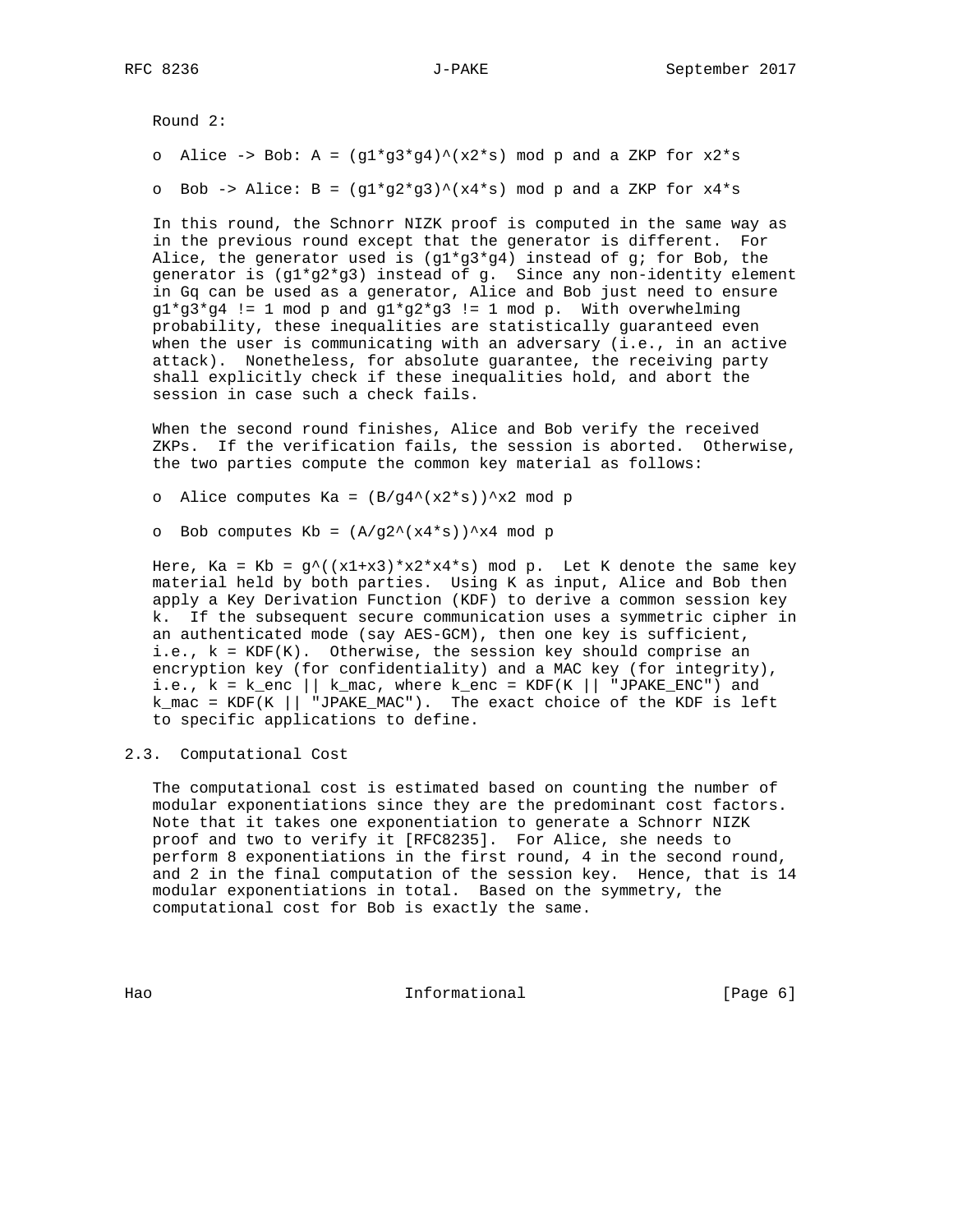Round 2:

- Alice -> Bob: $A = (g1*g3*g4)^{(x2*s)} \bmod p$ and a ZKP for $x2*s$
- Bob -> Alice: $B = (g1*g2*g3)^{(x4*s)} \bmod p$ and a ZKP for $x4*s$

In this round, the Schnorr NIZK proof is computed in the same way as in the previous round except that the generator is different. For Alice, the generator used is $(g1*g3*g4)$ instead of g; for Bob, the generator is $(g1*g2*g3)$ instead of g. Since any non-identity element in Gq can be used as a generator, Alice and Bob just need to ensure $g1*g3*g4 \neq 1 \bmod p$ and $g1*g2*g3 \neq 1 \bmod p$. With overwhelming probability, these inequalities are statistically guaranteed even when the user is communicating with an adversary (i.e., in an active attack). Nonetheless, for absolute guarantee, the receiving party shall explicitly check if these inequalities hold, and abort the session in case such a check fails.

When the second round finishes, Alice and Bob verify the received ZKPs. If the verification fails, the session is aborted. Otherwise, the two parties compute the common key material as follows:

- Alice computes $Ka = (B/g4^{(x2*s)})^{x2} \bmod p$
- Bob computes $Kb = (A/g2^{(x4*s)})^{x4} \bmod p$

Here, $Ka = Kb = g^{((x1+x3)*x2*x4*s)} \bmod p$. Let K denote the same key material held by both parties. Using K as input, Alice and Bob then apply a Key Derivation Function (KDF) to derive a common session key k. If the subsequent secure communication uses a symmetric cipher in an authenticated mode (say AES-GCM), then one key is sufficient, i.e., k = KDF(K). Otherwise, the session key should comprise an encryption key (for confidentiality) and a MAC key (for integrity), i.e., k = k_enc || k_mac, where k_enc = KDF(K || "JPAKE_ENC") and k_mac = KDF(K || "JPAKE_MAC"). The exact choice of the KDF is left to specific applications to define.

## 2.3. Computational Cost

The computational cost is estimated based on counting the number of modular exponentiations since they are the predominant cost factors. Note that it takes one exponentiation to generate a Schnorr NIZK proof and two to verify it [RFC8235]. For Alice, she needs to perform 8 exponentiations in the first round, 4 in the second round, and 2 in the final computation of the session key. Hence, that is 14 modular exponentiations in total. Based on the symmetry, the computational cost for Bob is exactly the same.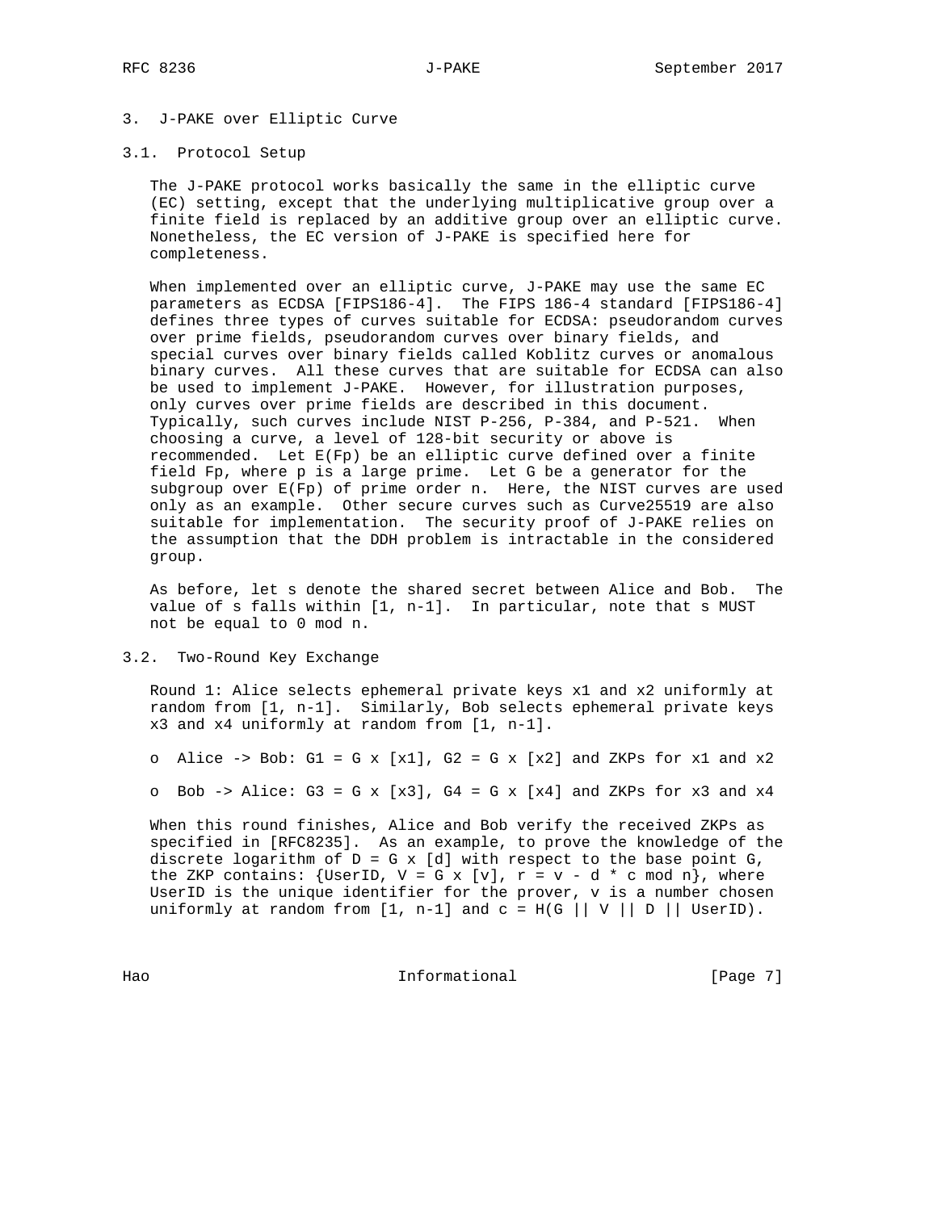## 3. J-PAKE over Elliptic Curve

### 3.1. Protocol Setup

The J-PAKE protocol works basically the same in the elliptic curve (EC) setting, except that the underlying multiplicative group over a finite field is replaced by an additive group over an elliptic curve. Nonetheless, the EC version of J-PAKE is specified here for completeness.

When implemented over an elliptic curve, J-PAKE may use the same EC parameters as ECDSA [FIPS186-4]. The FIPS 186-4 standard [FIPS186-4] defines three types of curves suitable for ECDSA: pseudorandom curves over prime fields, pseudorandom curves over binary fields, and special curves over binary fields called Koblitz curves or anomalous binary curves. All these curves that are suitable for ECDSA can also be used to implement J-PAKE. However, for illustration purposes, only curves over prime fields are described in this document. Typically, such curves include NIST P-256, P-384, and P-521. When choosing a curve, a level of 128-bit security or above is recommended. Let $E(Fp)$ be an elliptic curve defined over a finite field $Fp$, where $p$ is a large prime. Let $G$ be a generator for the subgroup over $E(Fp)$ of prime order $n$. Here, the NIST curves are used only as an example. Other secure curves such as Curve25519 are also suitable for implementation. The security proof of J-PAKE relies on the assumption that the DDH problem is intractable in the considered group.

As before, let $s$ denote the shared secret between Alice and Bob. The value of $s$ falls within $[1, n-1]$. In particular, note that $s$ MUST not be equal to $0 \bmod n$.

### 3.2. Two-Round Key Exchange

Round 1: Alice selects ephemeral private keys $x1$ and $x2$ uniformly at random from $[1, n-1]$. Similarly, Bob selects ephemeral private keys $x3$ and $x4$ uniformly at random from $[1, n-1]$.

- Alice -> Bob: $G1 = G \times [x1]$, $G2 = G \times [x2]$ and ZKPs for $x1$ and $x2$
- Bob -> Alice: $G3 = G \times [x3]$, $G4 = G \times [x4]$ and ZKPs for $x3$ and $x4$

When this round finishes, Alice and Bob verify the received ZKPs as specified in [RFC8235]. As an example, to prove the knowledge of the discrete logarithm of $D = G \times [d]$ with respect to the base point $G$, the ZKP contains: $\{UserID, V = G \times [v], r = v - d * c \bmod n\}$, where UserID is the unique identifier for the prover, $v$ is a number chosen uniformly at random from $[1, n-1]$ and $c = H(G \,||\, V \,||\, D \,||\, UserID)$.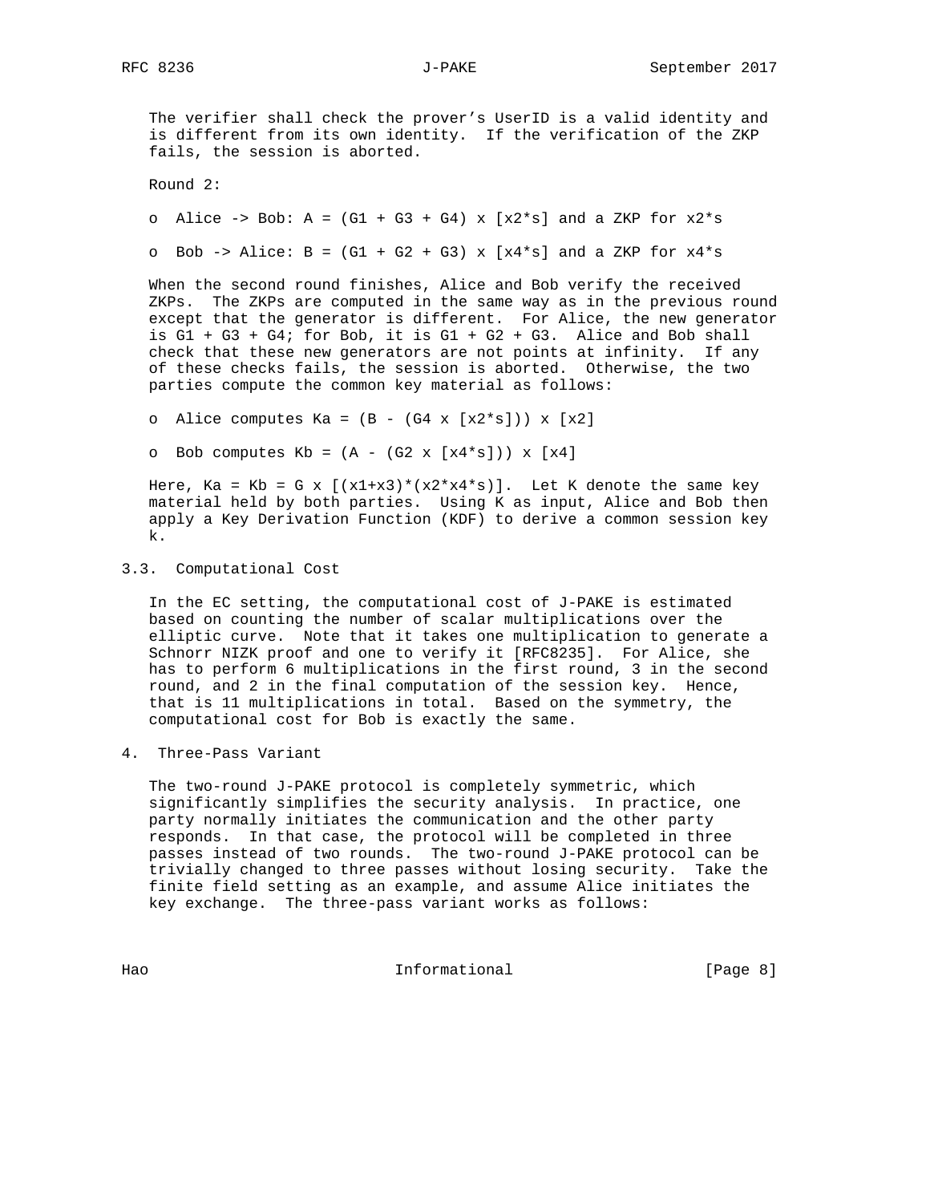The verifier shall check the prover's UserID is a valid identity and is different from its own identity. If the verification of the ZKP fails, the session is aborted.

Round 2:

- Alice -> Bob: $A = (G1 + G3 + G4) \times [x2*s]$ and a ZKP for $x2*s$
- Bob -> Alice: $B = (G1 + G2 + G3) \times [x4*s]$ and a ZKP for $x4*s$

When the second round finishes, Alice and Bob verify the received ZKPs. The ZKPs are computed in the same way as in the previous round except that the generator is different. For Alice, the new generator is G1 + G3 + G4; for Bob, it is G1 + G2 + G3. Alice and Bob shall check that these new generators are not points at infinity. If any of these checks fails, the session is aborted. Otherwise, the two parties compute the common key material as follows:

- Alice computes $Ka = (B - (G4 \times [x2*s])) \times [x2]$
- Bob computes $Kb = (A - (G2 \times [x4*s])) \times [x4]$

Here, $Ka = Kb = G \times [(x1+x3)*(x2*x4*s)]$. Let K denote the same key material held by both parties. Using K as input, Alice and Bob then apply a Key Derivation Function (KDF) to derive a common session key k.

## 3.3. Computational Cost

In the EC setting, the computational cost of J-PAKE is estimated based on counting the number of scalar multiplications over the elliptic curve. Note that it takes one multiplication to generate a Schnorr NIZK proof and one to verify it [RFC8235]. For Alice, she has to perform 6 multiplications in the first round, 3 in the second round, and 2 in the final computation of the session key. Hence, that is 11 multiplications in total. Based on the symmetry, the computational cost for Bob is exactly the same.

# 4. Three-Pass Variant

The two-round J-PAKE protocol is completely symmetric, which significantly simplifies the security analysis. In practice, one party normally initiates the communication and the other party responds. In that case, the protocol will be completed in three passes instead of two rounds. The two-round J-PAKE protocol can be trivially changed to three passes without losing security. Take the finite field setting as an example, and assume Alice initiates the key exchange. The three-pass variant works as follows: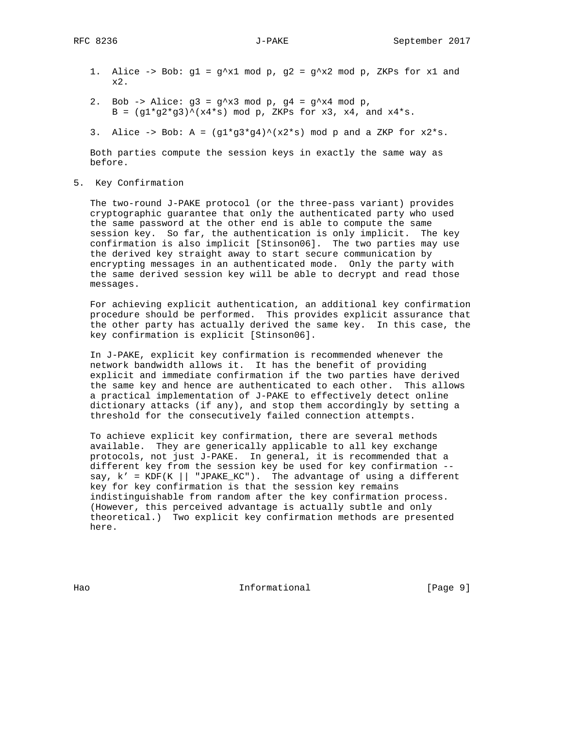1. Alice -> Bob: $g1 = g^{x1} \bmod p$, $g2 = g^{x2} \bmod p$, ZKPs for x1 and x2.

2. Bob -> Alice: $g3 = g^{x3} \bmod p$, $g4 = g^{x4} \bmod p$, $B = (g1*g2*g3)^{(x4*s)} \bmod p$, ZKPs for x3, x4, and x4*s.

3. Alice -> Bob: $A = (g1*g3*g4)^{(x2*s)} \bmod p$ and a ZKP for x2*s.

Both parties compute the session keys in exactly the same way as before.

## 5. Key Confirmation

The two-round J-PAKE protocol (or the three-pass variant) provides cryptographic guarantee that only the authenticated party who used the same password at the other end is able to compute the same session key. So far, the authentication is only implicit. The key confirmation is also implicit [Stinson06]. The two parties may use the derived key straight away to start secure communication by encrypting messages in an authenticated mode. Only the party with the same derived session key will be able to decrypt and read those messages.

For achieving explicit authentication, an additional key confirmation procedure should be performed. This provides explicit assurance that the other party has actually derived the same key. In this case, the key confirmation is explicit [Stinson06].

In J-PAKE, explicit key confirmation is recommended whenever the network bandwidth allows it. It has the benefit of providing explicit and immediate confirmation if the two parties have derived the same key and hence are authenticated to each other. This allows a practical implementation of J-PAKE to effectively detect online dictionary attacks (if any), and stop them accordingly by setting a threshold for the consecutively failed connection attempts.

To achieve explicit key confirmation, there are several methods available. They are generically applicable to all key exchange protocols, not just J-PAKE. In general, it is recommended that a different key from the session key be used for key confirmation -- say, k' = KDF(K || "JPAKE_KC"). The advantage of using a different key for key confirmation is that the session key remains indistinguishable from random after the key confirmation process. (However, this perceived advantage is actually subtle and only theoretical.) Two explicit key confirmation methods are presented here.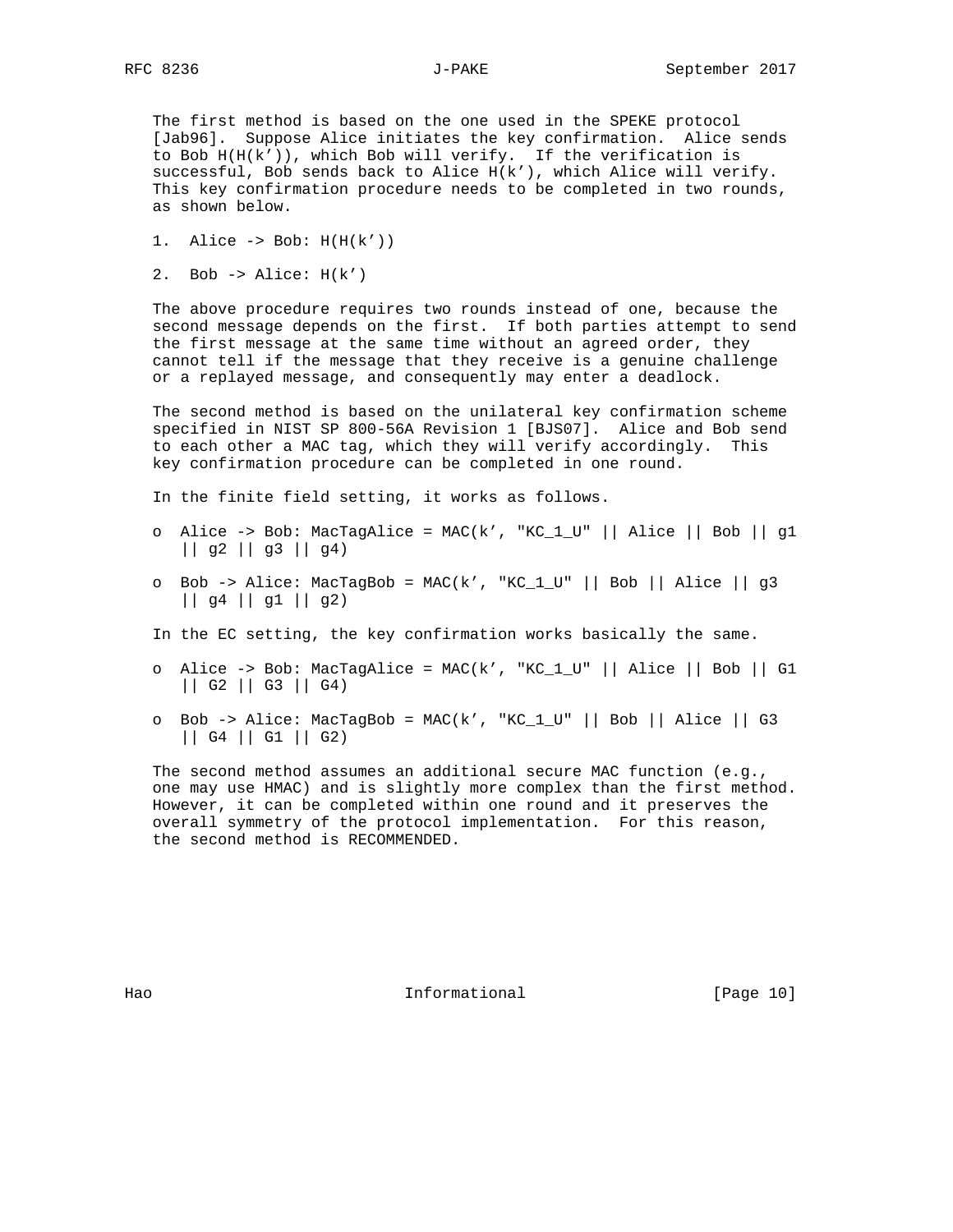The first method is based on the one used in the SPEKE protocol [Jab96]. Suppose Alice initiates the key confirmation. Alice sends to Bob H(H(k')), which Bob will verify. If the verification is successful, Bob sends back to Alice H(k'), which Alice will verify. This key confirmation procedure needs to be completed in two rounds, as shown below.

1. Alice -> Bob: H(H(k'))

2. Bob -> Alice: H(k')

The above procedure requires two rounds instead of one, because the second message depends on the first. If both parties attempt to send the first message at the same time without an agreed order, they cannot tell if the message that they receive is a genuine challenge or a replayed message, and consequently may enter a deadlock.

The second method is based on the unilateral key confirmation scheme specified in NIST SP 800-56A Revision 1 [BJS07]. Alice and Bob send to each other a MAC tag, which they will verify accordingly. This key confirmation procedure can be completed in one round.

In the finite field setting, it works as follows.

- Alice -> Bob: MacTagAlice = MAC(k', "KC_1_U" || Alice || Bob || g1 || g2 || g3 || g4)

- Bob -> Alice: MacTagBob = MAC(k', "KC_1_U" || Bob || Alice || g3 || g4 || g1 || g2)

In the EC setting, the key confirmation works basically the same.

- Alice -> Bob: MacTagAlice = MAC(k', "KC_1_U" || Alice || Bob || G1 || G2 || G3 || G4)

- Bob -> Alice: MacTagBob = MAC(k', "KC_1_U" || Bob || Alice || G3 || G4 || G1 || G2)

The second method assumes an additional secure MAC function (e.g., one may use HMAC) and is slightly more complex than the first method. However, it can be completed within one round and it preserves the overall symmetry of the protocol implementation. For this reason, the second method is RECOMMENDED.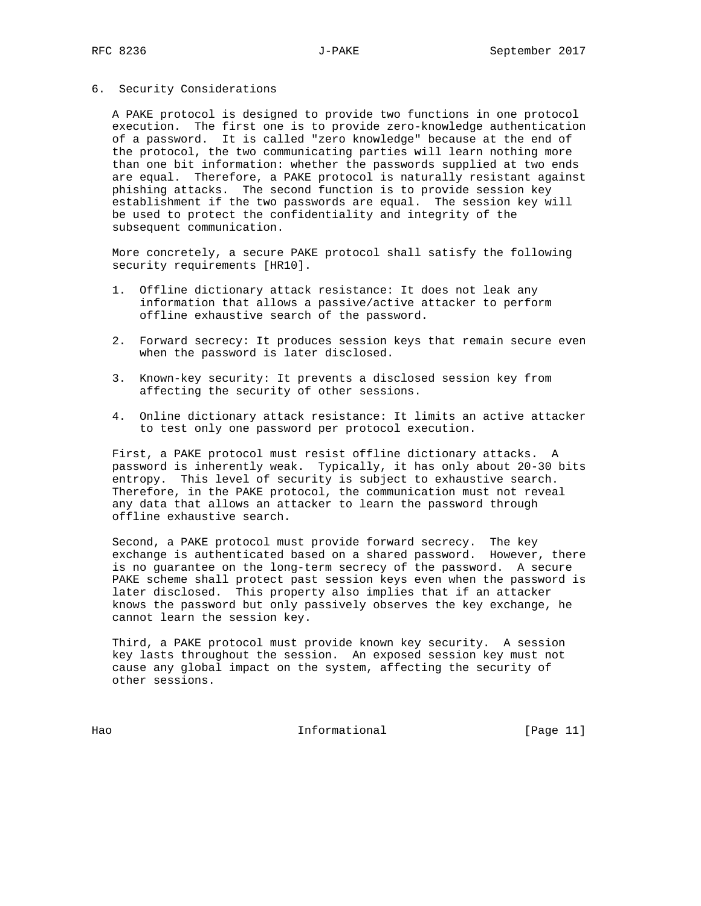## 6. Security Considerations

A PAKE protocol is designed to provide two functions in one protocol execution. The first one is to provide zero-knowledge authentication of a password. It is called "zero knowledge" because at the end of the protocol, the two communicating parties will learn nothing more than one bit information: whether the passwords supplied at two ends are equal. Therefore, a PAKE protocol is naturally resistant against phishing attacks. The second function is to provide session key establishment if the two passwords are equal. The session key will be used to protect the confidentiality and integrity of the subsequent communication.

More concretely, a secure PAKE protocol shall satisfy the following security requirements [HR10].

1. Offline dictionary attack resistance: It does not leak any information that allows a passive/active attacker to perform offline exhaustive search of the password.

2. Forward secrecy: It produces session keys that remain secure even when the password is later disclosed.

3. Known-key security: It prevents a disclosed session key from affecting the security of other sessions.

4. Online dictionary attack resistance: It limits an active attacker to test only one password per protocol execution.

First, a PAKE protocol must resist offline dictionary attacks. A password is inherently weak. Typically, it has only about 20-30 bits entropy. This level of security is subject to exhaustive search. Therefore, in the PAKE protocol, the communication must not reveal any data that allows an attacker to learn the password through offline exhaustive search.

Second, a PAKE protocol must provide forward secrecy. The key exchange is authenticated based on a shared password. However, there is no guarantee on the long-term secrecy of the password. A secure PAKE scheme shall protect past session keys even when the password is later disclosed. This property also implies that if an attacker knows the password but only passively observes the key exchange, he cannot learn the session key.

Third, a PAKE protocol must provide known key security. A session key lasts throughout the session. An exposed session key must not cause any global impact on the system, affecting the security of other sessions.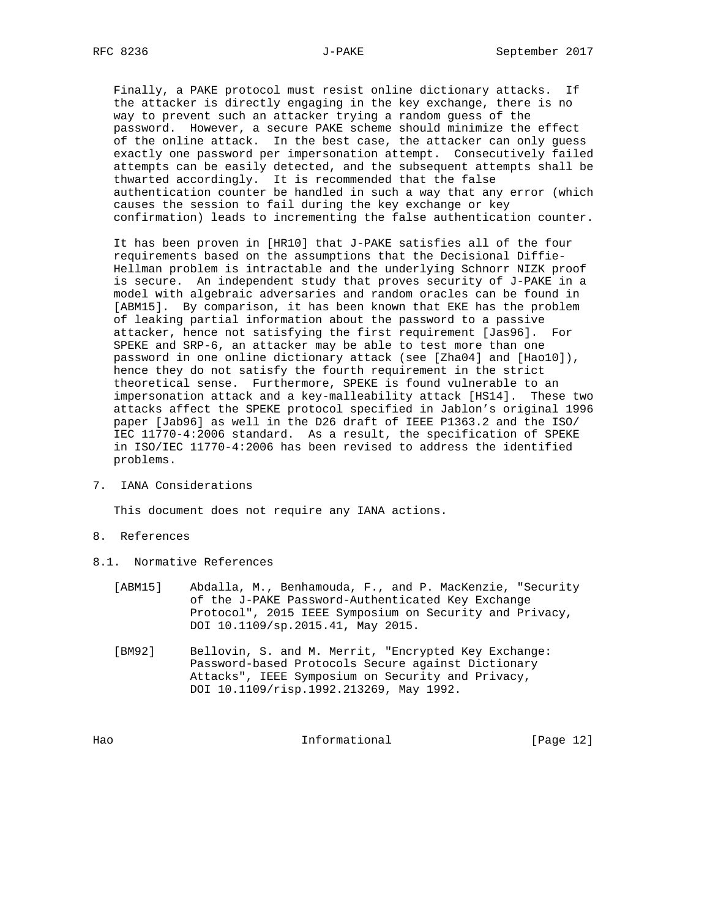Finally, a PAKE protocol must resist online dictionary attacks. If the attacker is directly engaging in the key exchange, there is no way to prevent such an attacker trying a random guess of the password. However, a secure PAKE scheme should minimize the effect of the online attack. In the best case, the attacker can only guess exactly one password per impersonation attempt. Consecutively failed attempts can be easily detected, and the subsequent attempts shall be thwarted accordingly. It is recommended that the false authentication counter be handled in such a way that any error (which causes the session to fail during the key exchange or key confirmation) leads to incrementing the false authentication counter.

It has been proven in [HR10] that J-PAKE satisfies all of the four requirements based on the assumptions that the Decisional Diffie-Hellman problem is intractable and the underlying Schnorr NIZK proof is secure. An independent study that proves security of J-PAKE in a model with algebraic adversaries and random oracles can be found in [ABM15]. By comparison, it has been known that EKE has the problem of leaking partial information about the password to a passive attacker, hence not satisfying the first requirement [Jas96]. For SPEKE and SRP-6, an attacker may be able to test more than one password in one online dictionary attack (see [Zha04] and [Hao10]), hence they do not satisfy the fourth requirement in the strict theoretical sense. Furthermore, SPEKE is found vulnerable to an impersonation attack and a key-malleability attack [HS14]. These two attacks affect the SPEKE protocol specified in Jablon's original 1996 paper [Jab96] as well in the D26 draft of IEEE P1363.2 and the ISO/IEC 11770-4:2006 standard. As a result, the specification of SPEKE in ISO/IEC 11770-4:2006 has been revised to address the identified problems.

# 7. IANA Considerations

This document does not require any IANA actions.

# 8. References

## 8.1. Normative References

[ABM15] Abdalla, M., Benhamouda, F., and P. MacKenzie, "Security of the J-PAKE Password-Authenticated Key Exchange Protocol", 2015 IEEE Symposium on Security and Privacy, DOI 10.1109/sp.2015.41, May 2015.

[BM92] Bellovin, S. and M. Merrit, "Encrypted Key Exchange: Password-based Protocols Secure against Dictionary Attacks", IEEE Symposium on Security and Privacy, DOI 10.1109/risp.1992.213269, May 1992.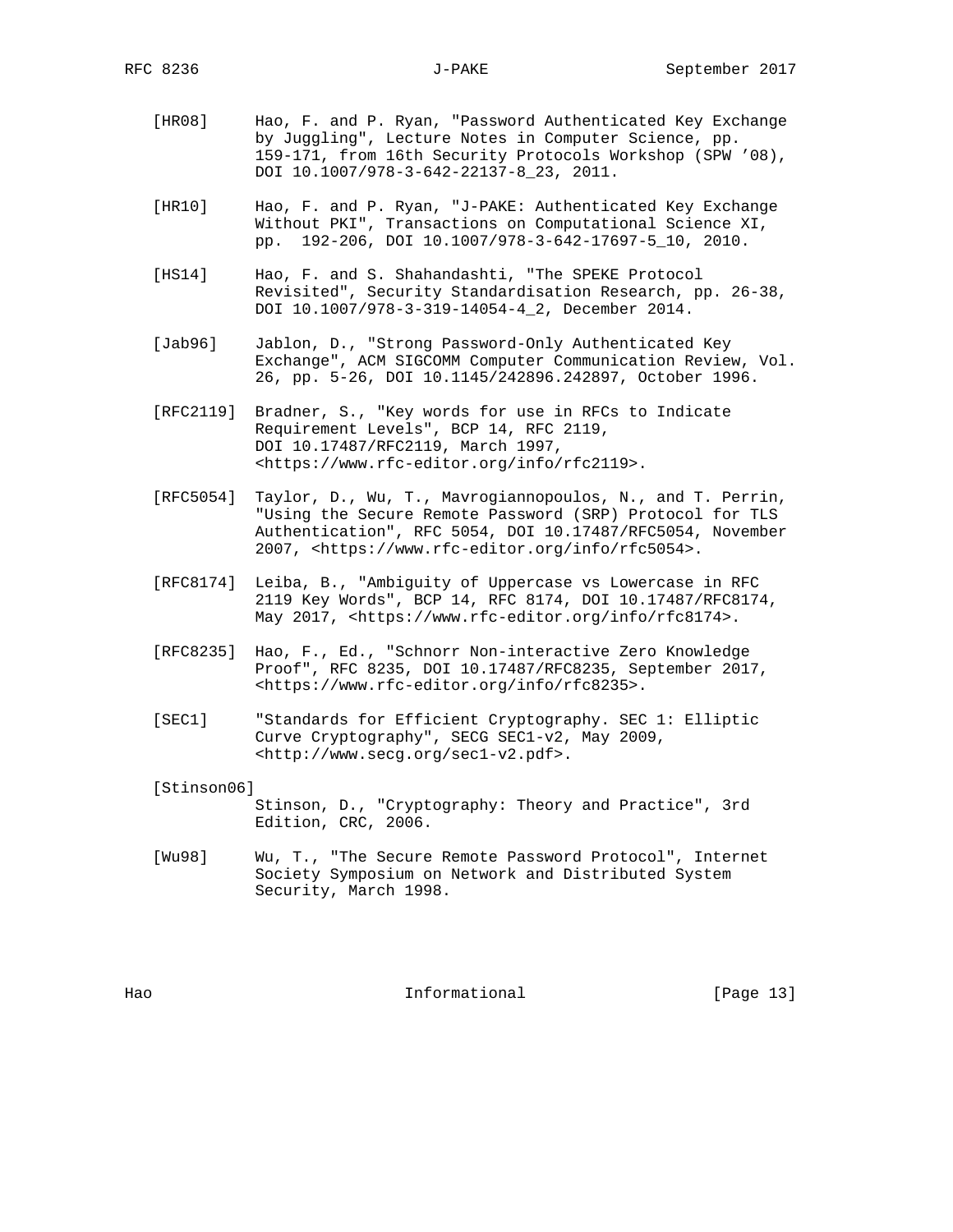[HR08] Hao, F. and P. Ryan, "Password Authenticated Key Exchange by Juggling", Lecture Notes in Computer Science, pp. 159-171, from 16th Security Protocols Workshop (SPW '08), DOI 10.1007/978-3-642-22137-8_23, 2011.

[HR10] Hao, F. and P. Ryan, "J-PAKE: Authenticated Key Exchange Without PKI", Transactions on Computational Science XI, pp. 192-206, DOI 10.1007/978-3-642-17697-5_10, 2010.

[HS14] Hao, F. and S. Shahandashti, "The SPEKE Protocol Revisited", Security Standardisation Research, pp. 26-38, DOI 10.1007/978-3-319-14054-4_2, December 2014.

[Jab96] Jablon, D., "Strong Password-Only Authenticated Key Exchange", ACM SIGCOMM Computer Communication Review, Vol. 26, pp. 5-26, DOI 10.1145/242896.242897, October 1996.

[RFC2119] Bradner, S., "Key words for use in RFCs to Indicate Requirement Levels", BCP 14, RFC 2119, DOI 10.17487/RFC2119, March 1997, <https://www.rfc-editor.org/info/rfc2119>.

[RFC5054] Taylor, D., Wu, T., Mavrogiannopoulos, N., and T. Perrin, "Using the Secure Remote Password (SRP) Protocol for TLS Authentication", RFC 5054, DOI 10.17487/RFC5054, November 2007, <https://www.rfc-editor.org/info/rfc5054>.

[RFC8174] Leiba, B., "Ambiguity of Uppercase vs Lowercase in RFC 2119 Key Words", BCP 14, RFC 8174, DOI 10.17487/RFC8174, May 2017, <https://www.rfc-editor.org/info/rfc8174>.

[RFC8235] Hao, F., Ed., "Schnorr Non-interactive Zero Knowledge Proof", RFC 8235, DOI 10.17487/RFC8235, September 2017, <https://www.rfc-editor.org/info/rfc8235>.

[SEC1] "Standards for Efficient Cryptography. SEC 1: Elliptic Curve Cryptography", SECG SEC1-v2, May 2009, <http://www.secg.org/sec1-v2.pdf>.

[Stinson06] Stinson, D., "Cryptography: Theory and Practice", 3rd Edition, CRC, 2006.

[Wu98] Wu, T., "The Secure Remote Password Protocol", Internet Society Symposium on Network and Distributed System Security, March 1998.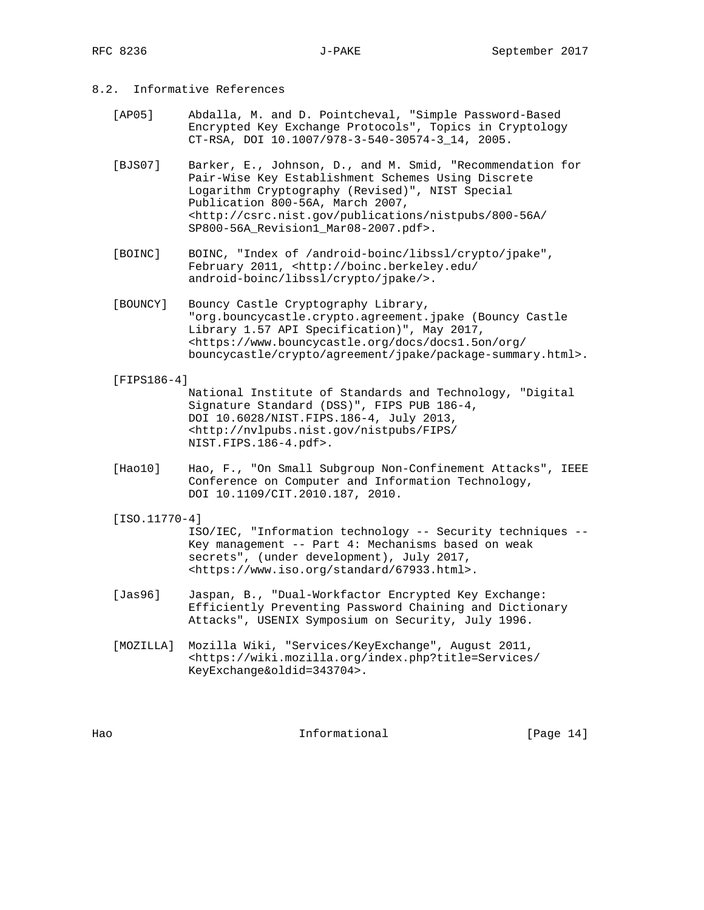### 8.2. Informative References

[AP05] Abdalla, M. and D. Pointcheval, "Simple Password-Based Encrypted Key Exchange Protocols", Topics in Cryptology CT-RSA, DOI 10.1007/978-3-540-30574-3_14, 2005.

[BJS07] Barker, E., Johnson, D., and M. Smid, "Recommendation for Pair-Wise Key Establishment Schemes Using Discrete Logarithm Cryptography (Revised)", NIST Special Publication 800-56A, March 2007, <http://csrc.nist.gov/publications/nistpubs/800-56A/SP800-56A_Revision1_Mar08-2007.pdf>.

[BOINC] BOINC, "Index of /android-boinc/libssl/crypto/jpake", February 2011, <http://boinc.berkeley.edu/android-boinc/libssl/crypto/jpake/>.

[BOUNCY] Bouncy Castle Cryptography Library, "org.bouncycastle.crypto.agreement.jpake (Bouncy Castle Library 1.57 API Specification)", May 2017, <https://www.bouncycastle.org/docs/docs1.5on/org/bouncycastle/crypto/agreement/jpake/package-summary.html>.

[FIPS186-4] National Institute of Standards and Technology, "Digital Signature Standard (DSS)", FIPS PUB 186-4, DOI 10.6028/NIST.FIPS.186-4, July 2013, <http://nvlpubs.nist.gov/nistpubs/FIPS/NIST.FIPS.186-4.pdf>.

[Hao10] Hao, F., "On Small Subgroup Non-Confinement Attacks", IEEE Conference on Computer and Information Technology, DOI 10.1109/CIT.2010.187, 2010.

[ISO.11770-4] ISO/IEC, "Information technology -- Security techniques -- Key management -- Part 4: Mechanisms based on weak secrets", (under development), July 2017, <https://www.iso.org/standard/67933.html>.

[Jas96] Jaspan, B., "Dual-Workfactor Encrypted Key Exchange: Efficiently Preventing Password Chaining and Dictionary Attacks", USENIX Symposium on Security, July 1996.

[MOZILLA] Mozilla Wiki, "Services/KeyExchange", August 2011, <https://wiki.mozilla.org/index.php?title=Services/KeyExchange&oldid=343704>.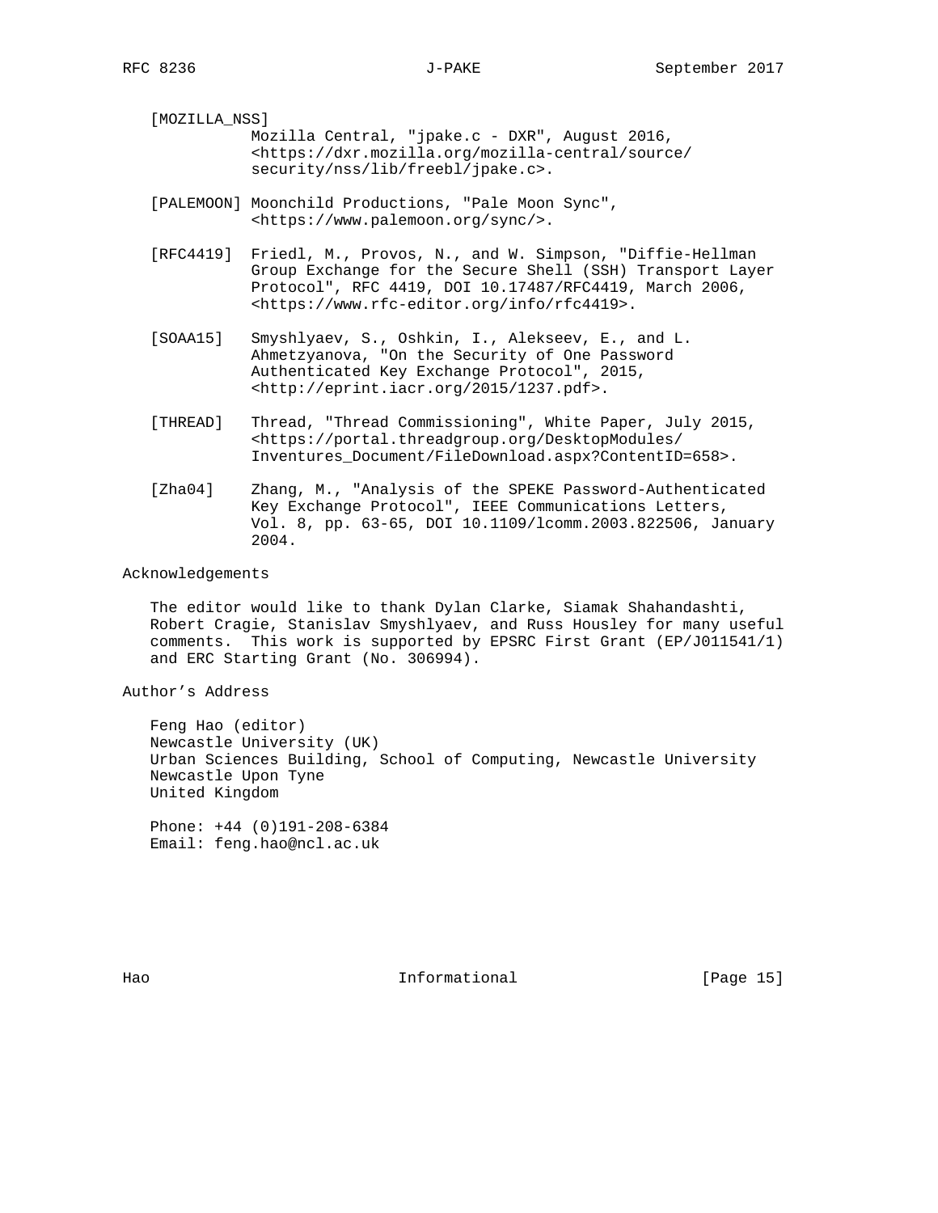[MOZILLA_NSS]
Mozilla Central, "jpake.c - DXR", August 2016, <https://dxr.mozilla.org/mozilla-central/source/security/nss/lib/freebl/jpake.c>.

[PALEMOON] Moonchild Productions, "Pale Moon Sync", <https://www.palemoon.org/sync/>.

[RFC4419] Friedl, M., Provos, N., and W. Simpson, "Diffie-Hellman Group Exchange for the Secure Shell (SSH) Transport Layer Protocol", RFC 4419, DOI 10.17487/RFC4419, March 2006, <https://www.rfc-editor.org/info/rfc4419>.

[SOAA15] Smyshlyaev, S., Oshkin, I., Alekseev, E., and L. Ahmetzyanova, "On the Security of One Password Authenticated Key Exchange Protocol", 2015, <http://eprint.iacr.org/2015/1237.pdf>.

[THREAD] Thread, "Thread Commissioning", White Paper, July 2015, <https://portal.threadgroup.org/DesktopModules/Inventures_Document/FileDownload.aspx?ContentID=658>.

[Zha04] Zhang, M., "Analysis of the SPEKE Password-Authenticated Key Exchange Protocol", IEEE Communications Letters, Vol. 8, pp. 63-65, DOI 10.1109/lcomm.2003.822506, January 2004.

## Acknowledgements

The editor would like to thank Dylan Clarke, Siamak Shahandashti, Robert Cragie, Stanislav Smyshlyaev, and Russ Housley for many useful comments. This work is supported by EPSRC First Grant (EP/J011541/1) and ERC Starting Grant (No. 306994).

## Author's Address

Feng Hao (editor)
Newcastle University (UK)
Urban Sciences Building, School of Computing, Newcastle University
Newcastle Upon Tyne
United Kingdom

Phone: +44 (0)191-208-6384
Email: feng.hao@ncl.ac.uk